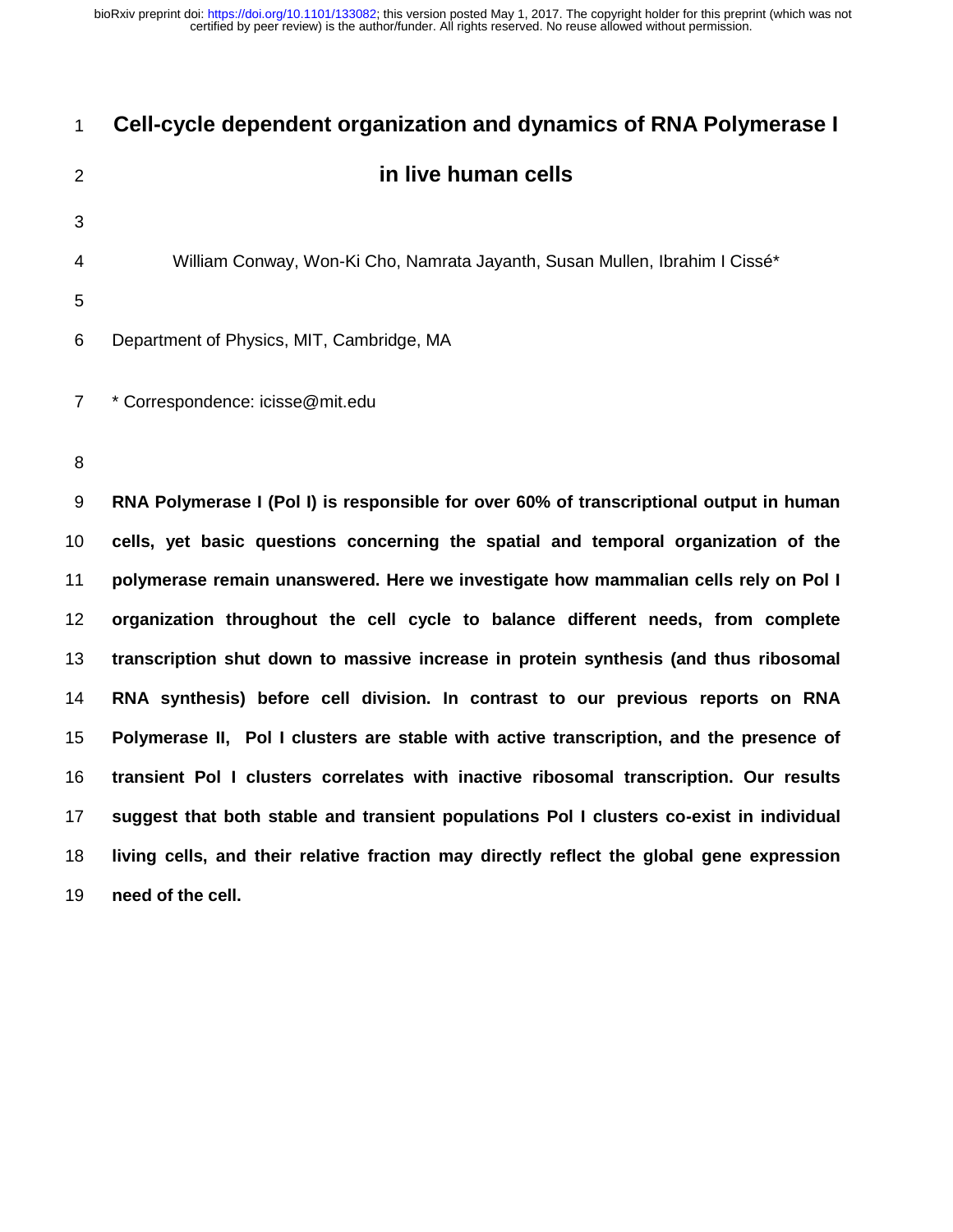# Cell-cycle dependent organization and dynamics of RNA Polymerase I in live human cells

William Conway, Won-Ki Cho, Namrata Jayanth, Susan Mullen, Ibrahim I Cissé*

Department of Physics, MIT, Cambridge, MA

* Correspondence: icisse@mit.edu

**RNA Polymerase I (Pol I) is responsible for over 60% of transcriptional output in human cells, yet basic questions concerning the spatial and temporal organization of the polymerase remain unanswered. Here we investigate how mammalian cells rely on Pol I organization throughout the cell cycle to balance different needs, from complete transcription shut down to massive increase in protein synthesis (and thus ribosomal RNA synthesis) before cell division. In contrast to our previous reports on RNA Polymerase II, Pol I clusters are stable with active transcription, and the presence of transient Pol I clusters correlates with inactive ribosomal transcription. Our results suggest that both stable and transient populations Pol I clusters co-exist in individual living cells, and their relative fraction may directly reflect the global gene expression need of the cell.**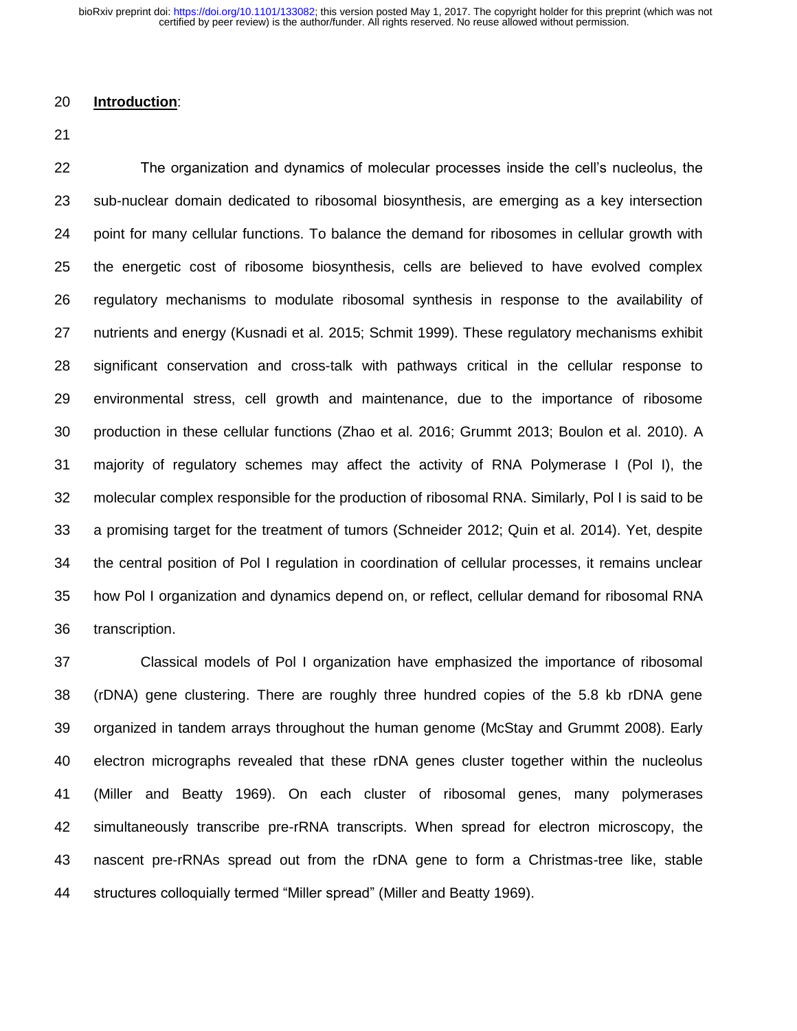## Introduction:

The organization and dynamics of molecular processes inside the cell's nucleolus, the sub-nuclear domain dedicated to ribosomal biosynthesis, are emerging as a key intersection point for many cellular functions. To balance the demand for ribosomes in cellular growth with the energetic cost of ribosome biosynthesis, cells are believed to have evolved complex regulatory mechanisms to modulate ribosomal synthesis in response to the availability of nutrients and energy (Kusnadi et al. 2015; Schmit 1999). These regulatory mechanisms exhibit significant conservation and cross-talk with pathways critical in the cellular response to environmental stress, cell growth and maintenance, due to the importance of ribosome production in these cellular functions (Zhao et al. 2016; Grummt 2013; Boulon et al. 2010). A majority of regulatory schemes may affect the activity of RNA Polymerase I (Pol I), the molecular complex responsible for the production of ribosomal RNA. Similarly, Pol I is said to be a promising target for the treatment of tumors (Schneider 2012; Quin et al. 2014). Yet, despite the central position of Pol I regulation in coordination of cellular processes, it remains unclear how Pol I organization and dynamics depend on, or reflect, cellular demand for ribosomal RNA transcription.

Classical models of Pol I organization have emphasized the importance of ribosomal (rDNA) gene clustering. There are roughly three hundred copies of the 5.8 kb rDNA gene organized in tandem arrays throughout the human genome (McStay and Grummt 2008). Early electron micrographs revealed that these rDNA genes cluster together within the nucleolus (Miller and Beatty 1969). On each cluster of ribosomal genes, many polymerases simultaneously transcribe pre-rRNA transcripts. When spread for electron microscopy, the nascent pre-rRNAs spread out from the rDNA gene to form a Christmas-tree like, stable structures colloquially termed "Miller spread" (Miller and Beatty 1969).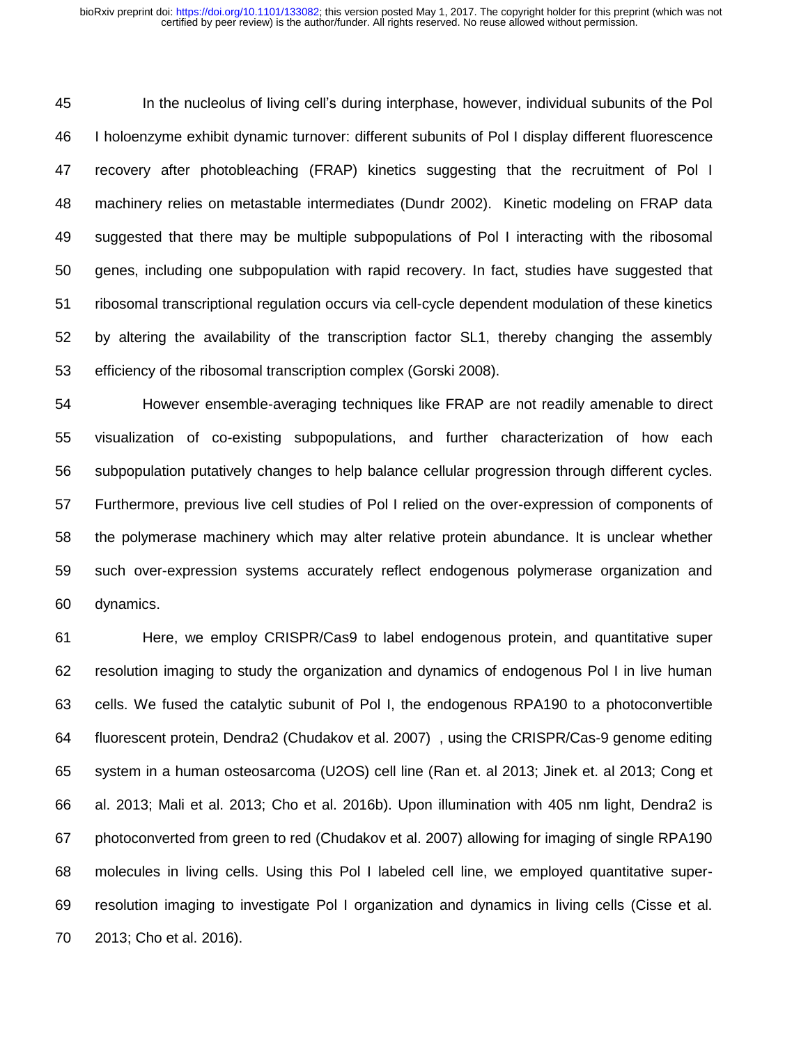In the nucleolus of living cell's during interphase, however, individual subunits of the Pol I holoenzyme exhibit dynamic turnover: different subunits of Pol I display different fluorescence recovery after photobleaching (FRAP) kinetics suggesting that the recruitment of Pol I machinery relies on metastable intermediates (Dundr 2002). Kinetic modeling on FRAP data suggested that there may be multiple subpopulations of Pol I interacting with the ribosomal genes, including one subpopulation with rapid recovery. In fact, studies have suggested that ribosomal transcriptional regulation occurs via cell-cycle dependent modulation of these kinetics by altering the availability of the transcription factor SL1, thereby changing the assembly efficiency of the ribosomal transcription complex (Gorski 2008).

However ensemble-averaging techniques like FRAP are not readily amenable to direct visualization of co-existing subpopulations, and further characterization of how each subpopulation putatively changes to help balance cellular progression through different cycles. Furthermore, previous live cell studies of Pol I relied on the over-expression of components of the polymerase machinery which may alter relative protein abundance. It is unclear whether such over-expression systems accurately reflect endogenous polymerase organization and dynamics.

Here, we employ CRISPR/Cas9 to label endogenous protein, and quantitative super resolution imaging to study the organization and dynamics of endogenous Pol I in live human cells. We fused the catalytic subunit of Pol I, the endogenous RPA190 to a photoconvertible fluorescent protein, Dendra2 (Chudakov et al. 2007) , using the CRISPR/Cas-9 genome editing system in a human osteosarcoma (U2OS) cell line (Ran et. al 2013; Jinek et. al 2013; Cong et al. 2013; Mali et al. 2013; Cho et al. 2016b). Upon illumination with 405 nm light, Dendra2 is photoconverted from green to red (Chudakov et al. 2007) allowing for imaging of single RPA190 molecules in living cells. Using this Pol I labeled cell line, we employed quantitative super-resolution imaging to investigate Pol I organization and dynamics in living cells (Cisse et al. 2013; Cho et al. 2016).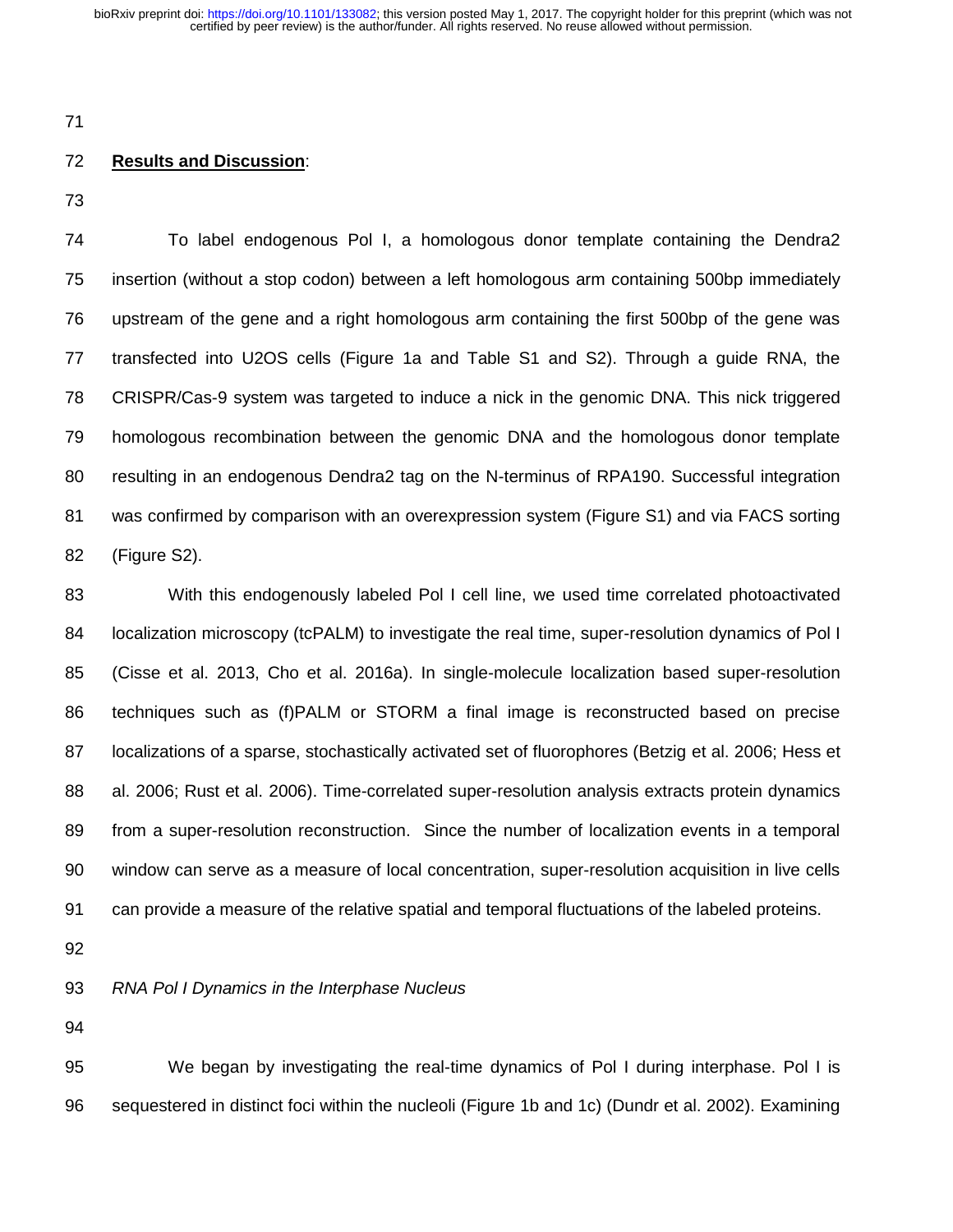## **Results and Discussion**:

To label endogenous Pol I, a homologous donor template containing the Dendra2 insertion (without a stop codon) between a left homologous arm containing 500bp immediately upstream of the gene and a right homologous arm containing the first 500bp of the gene was transfected into U2OS cells (Figure 1a and Table S1 and S2). Through a guide RNA, the CRISPR/Cas-9 system was targeted to induce a nick in the genomic DNA. This nick triggered homologous recombination between the genomic DNA and the homologous donor template resulting in an endogenous Dendra2 tag on the N-terminus of RPA190. Successful integration was confirmed by comparison with an overexpression system (Figure S1) and via FACS sorting (Figure S2).

With this endogenously labeled Pol I cell line, we used time correlated photoactivated localization microscopy (tcPALM) to investigate the real time, super-resolution dynamics of Pol I (Cisse et al. 2013, Cho et al. 2016a). In single-molecule localization based super-resolution techniques such as (f)PALM or STORM a final image is reconstructed based on precise localizations of a sparse, stochastically activated set of fluorophores (Betzig et al. 2006; Hess et al. 2006; Rust et al. 2006). Time-correlated super-resolution analysis extracts protein dynamics from a super-resolution reconstruction. Since the number of localization events in a temporal window can serve as a measure of local concentration, super-resolution acquisition in live cells can provide a measure of the relative spatial and temporal fluctuations of the labeled proteins.

### *RNA Pol I Dynamics in the Interphase Nucleus*

We began by investigating the real-time dynamics of Pol I during interphase. Pol I is sequestered in distinct foci within the nucleoli (Figure 1b and 1c) (Dundr et al. 2002). Examining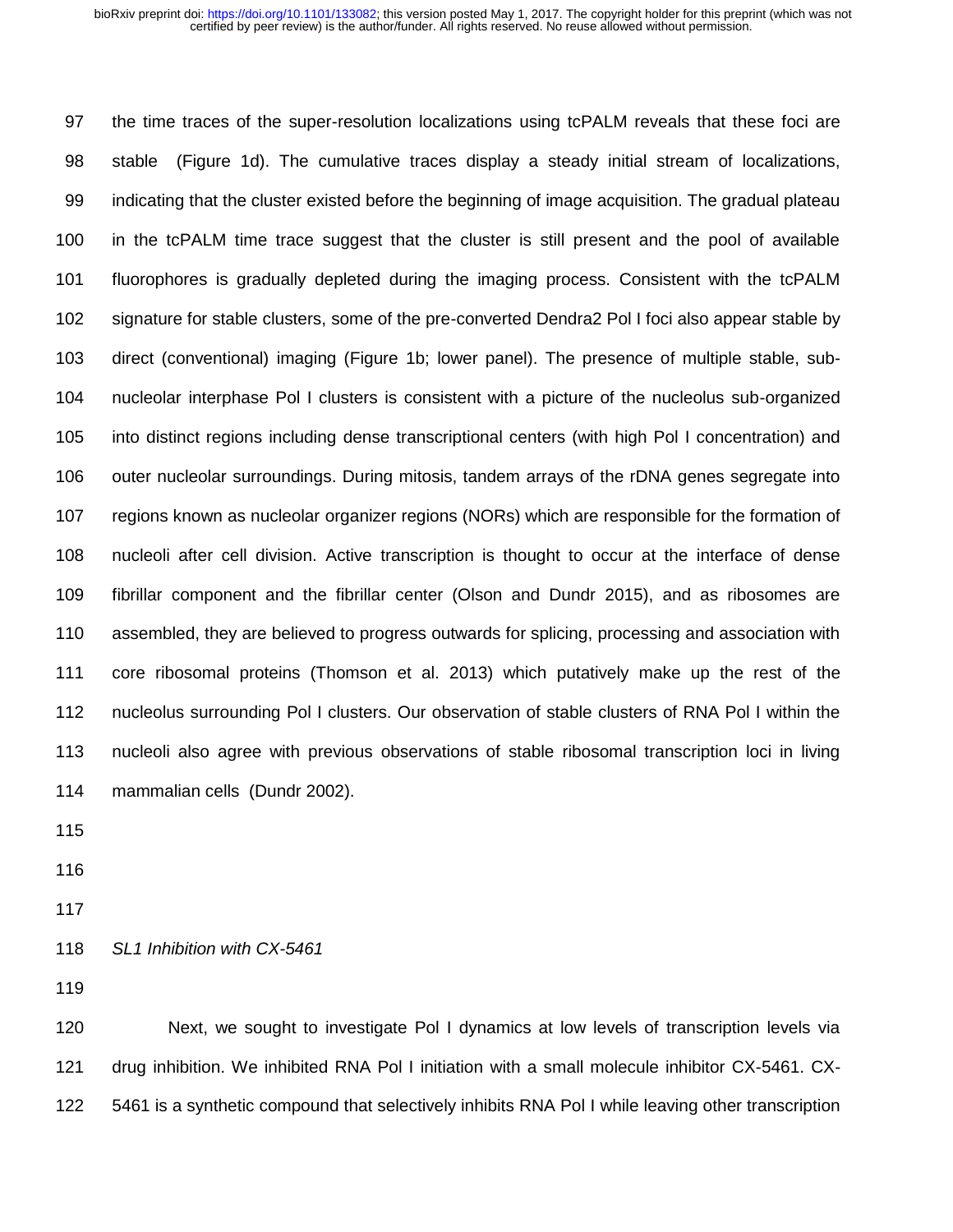the time traces of the super-resolution localizations using tcPALM reveals that these foci are stable (Figure 1d). The cumulative traces display a steady initial stream of localizations, indicating that the cluster existed before the beginning of image acquisition. The gradual plateau in the tcPALM time trace suggest that the cluster is still present and the pool of available fluorophores is gradually depleted during the imaging process. Consistent with the tcPALM signature for stable clusters, some of the pre-converted Dendra2 Pol I foci also appear stable by direct (conventional) imaging (Figure 1b; lower panel). The presence of multiple stable, sub-nucleolar interphase Pol I clusters is consistent with a picture of the nucleolus sub-organized into distinct regions including dense transcriptional centers (with high Pol I concentration) and outer nucleolar surroundings. During mitosis, tandem arrays of the rDNA genes segregate into regions known as nucleolar organizer regions (NORs) which are responsible for the formation of nucleoli after cell division. Active transcription is thought to occur at the interface of dense fibrillar component and the fibrillar center (Olson and Dundr 2015), and as ribosomes are assembled, they are believed to progress outwards for splicing, processing and association with core ribosomal proteins (Thomson et al. 2013) which putatively make up the rest of the nucleolus surrounding Pol I clusters. Our observation of stable clusters of RNA Pol I within the nucleoli also agree with previous observations of stable ribosomal transcription loci in living mammalian cells (Dundr 2002).

*SL1 Inhibition with CX-5461*

Next, we sought to investigate Pol I dynamics at low levels of transcription levels via drug inhibition. We inhibited RNA Pol I initiation with a small molecule inhibitor CX-5461. CX-5461 is a synthetic compound that selectively inhibits RNA Pol I while leaving other transcription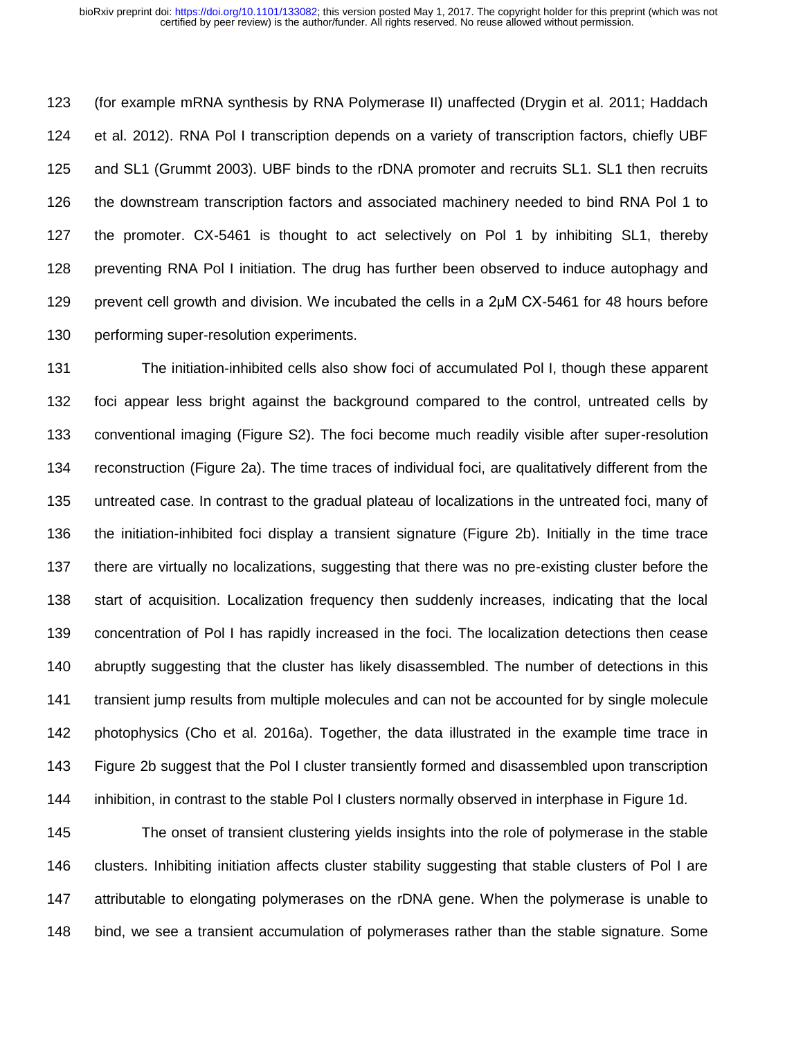(for example mRNA synthesis by RNA Polymerase II) unaffected (Drygin et al. 2011; Haddach et al. 2012). RNA Pol I transcription depends on a variety of transcription factors, chiefly UBF and SL1 (Grummt 2003). UBF binds to the rDNA promoter and recruits SL1. SL1 then recruits the downstream transcription factors and associated machinery needed to bind RNA Pol 1 to the promoter. CX-5461 is thought to act selectively on Pol 1 by inhibiting SL1, thereby preventing RNA Pol I initiation. The drug has further been observed to induce autophagy and prevent cell growth and division. We incubated the cells in a 2μM CX-5461 for 48 hours before performing super-resolution experiments.

The initiation-inhibited cells also show foci of accumulated Pol I, though these apparent foci appear less bright against the background compared to the control, untreated cells by conventional imaging (Figure S2). The foci become much readily visible after super-resolution reconstruction (Figure 2a). The time traces of individual foci, are qualitatively different from the untreated case. In contrast to the gradual plateau of localizations in the untreated foci, many of the initiation-inhibited foci display a transient signature (Figure 2b). Initially in the time trace there are virtually no localizations, suggesting that there was no pre-existing cluster before the start of acquisition. Localization frequency then suddenly increases, indicating that the local concentration of Pol I has rapidly increased in the foci. The localization detections then cease abruptly suggesting that the cluster has likely disassembled. The number of detections in this transient jump results from multiple molecules and can not be accounted for by single molecule photophysics (Cho et al. 2016a). Together, the data illustrated in the example time trace in Figure 2b suggest that the Pol I cluster transiently formed and disassembled upon transcription inhibition, in contrast to the stable Pol I clusters normally observed in interphase in Figure 1d.

The onset of transient clustering yields insights into the role of polymerase in the stable clusters. Inhibiting initiation affects cluster stability suggesting that stable clusters of Pol I are attributable to elongating polymerases on the rDNA gene. When the polymerase is unable to bind, we see a transient accumulation of polymerases rather than the stable signature. Some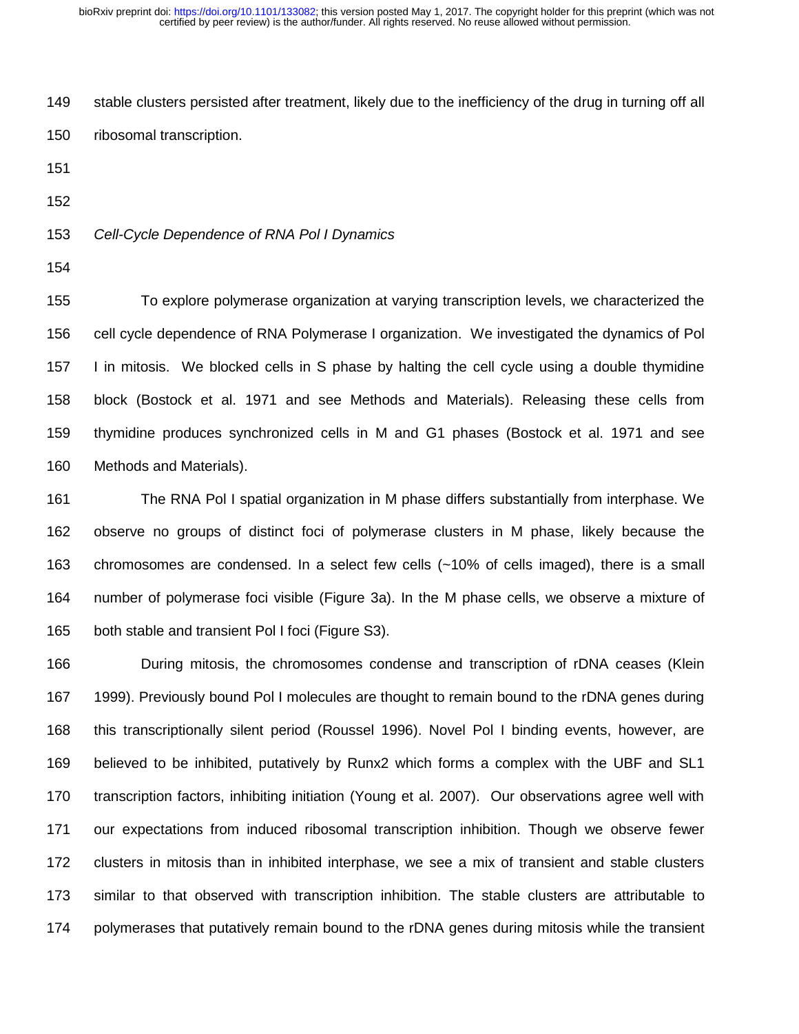stable clusters persisted after treatment, likely due to the inefficiency of the drug in turning off all ribosomal transcription.

*Cell-Cycle Dependence of RNA Pol I Dynamics*

To explore polymerase organization at varying transcription levels, we characterized the cell cycle dependence of RNA Polymerase I organization. We investigated the dynamics of Pol I in mitosis. We blocked cells in S phase by halting the cell cycle using a double thymidine block (Bostock et al. 1971 and see Methods and Materials). Releasing these cells from thymidine produces synchronized cells in M and G1 phases (Bostock et al. 1971 and see Methods and Materials).

The RNA Pol I spatial organization in M phase differs substantially from interphase. We observe no groups of distinct foci of polymerase clusters in M phase, likely because the chromosomes are condensed. In a select few cells (~10% of cells imaged), there is a small number of polymerase foci visible (Figure 3a). In the M phase cells, we observe a mixture of both stable and transient Pol I foci (Figure S3).

During mitosis, the chromosomes condense and transcription of rDNA ceases (Klein 1999). Previously bound Pol I molecules are thought to remain bound to the rDNA genes during this transcriptionally silent period (Roussel 1996). Novel Pol I binding events, however, are believed to be inhibited, putatively by Runx2 which forms a complex with the UBF and SL1 transcription factors, inhibiting initiation (Young et al. 2007). Our observations agree well with our expectations from induced ribosomal transcription inhibition. Though we observe fewer clusters in mitosis than in inhibited interphase, we see a mix of transient and stable clusters similar to that observed with transcription inhibition. The stable clusters are attributable to polymerases that putatively remain bound to the rDNA genes during mitosis while the transient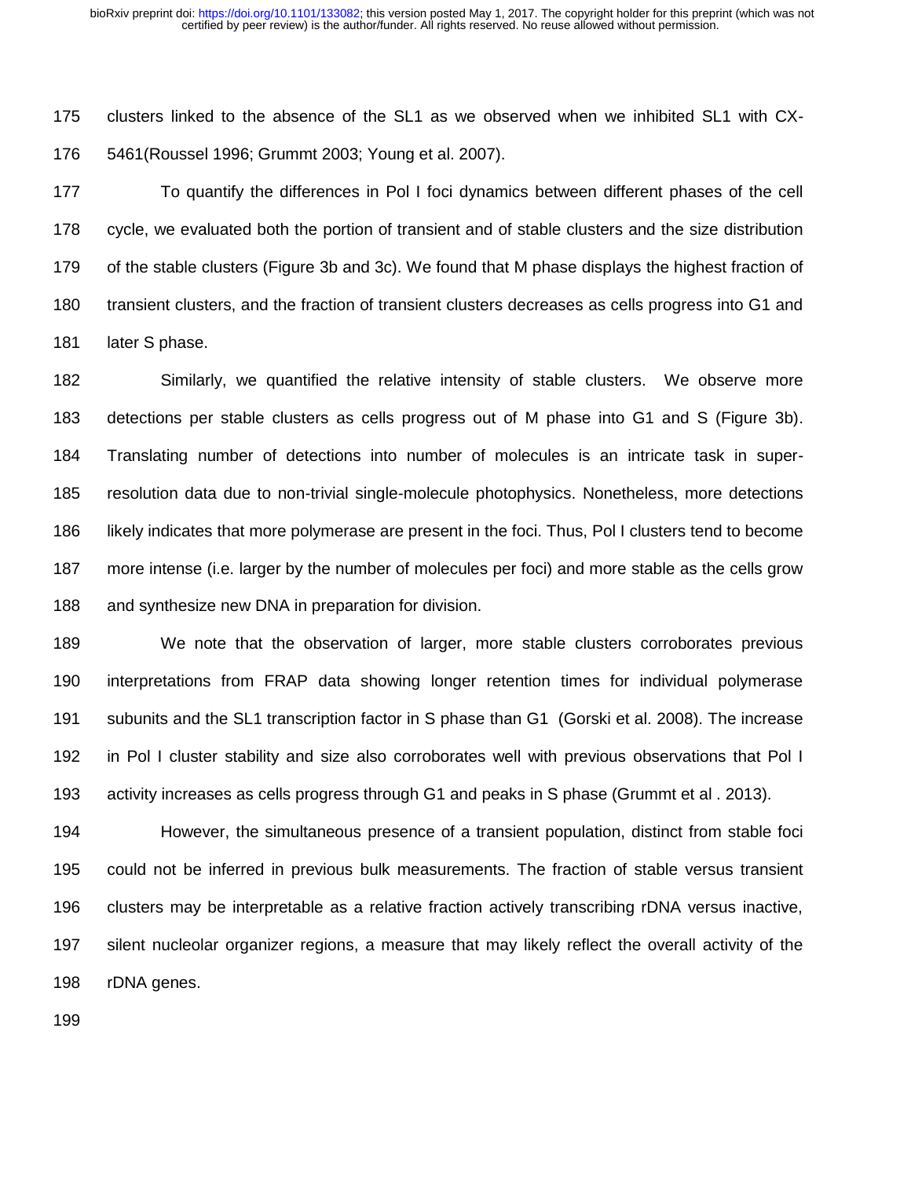clusters linked to the absence of the SL1 as we observed when we inhibited SL1 with CX-5461(Roussel 1996; Grummt 2003; Young et al. 2007).

To quantify the differences in Pol I foci dynamics between different phases of the cell cycle, we evaluated both the portion of transient and of stable clusters and the size distribution of the stable clusters (Figure 3b and 3c). We found that M phase displays the highest fraction of transient clusters, and the fraction of transient clusters decreases as cells progress into G1 and later S phase.

Similarly, we quantified the relative intensity of stable clusters. We observe more detections per stable clusters as cells progress out of M phase into G1 and S (Figure 3b). Translating number of detections into number of molecules is an intricate task in super-resolution data due to non-trivial single-molecule photophysics. Nonetheless, more detections likely indicates that more polymerase are present in the foci. Thus, Pol I clusters tend to become more intense (i.e. larger by the number of molecules per foci) and more stable as the cells grow and synthesize new DNA in preparation for division.

We note that the observation of larger, more stable clusters corroborates previous interpretations from FRAP data showing longer retention times for individual polymerase subunits and the SL1 transcription factor in S phase than G1 (Gorski et al. 2008). The increase in Pol I cluster stability and size also corroborates well with previous observations that Pol I activity increases as cells progress through G1 and peaks in S phase (Grummt et al . 2013).

However, the simultaneous presence of a transient population, distinct from stable foci could not be inferred in previous bulk measurements. The fraction of stable versus transient clusters may be interpretable as a relative fraction actively transcribing rDNA versus inactive, silent nucleolar organizer regions, a measure that may likely reflect the overall activity of the rDNA genes.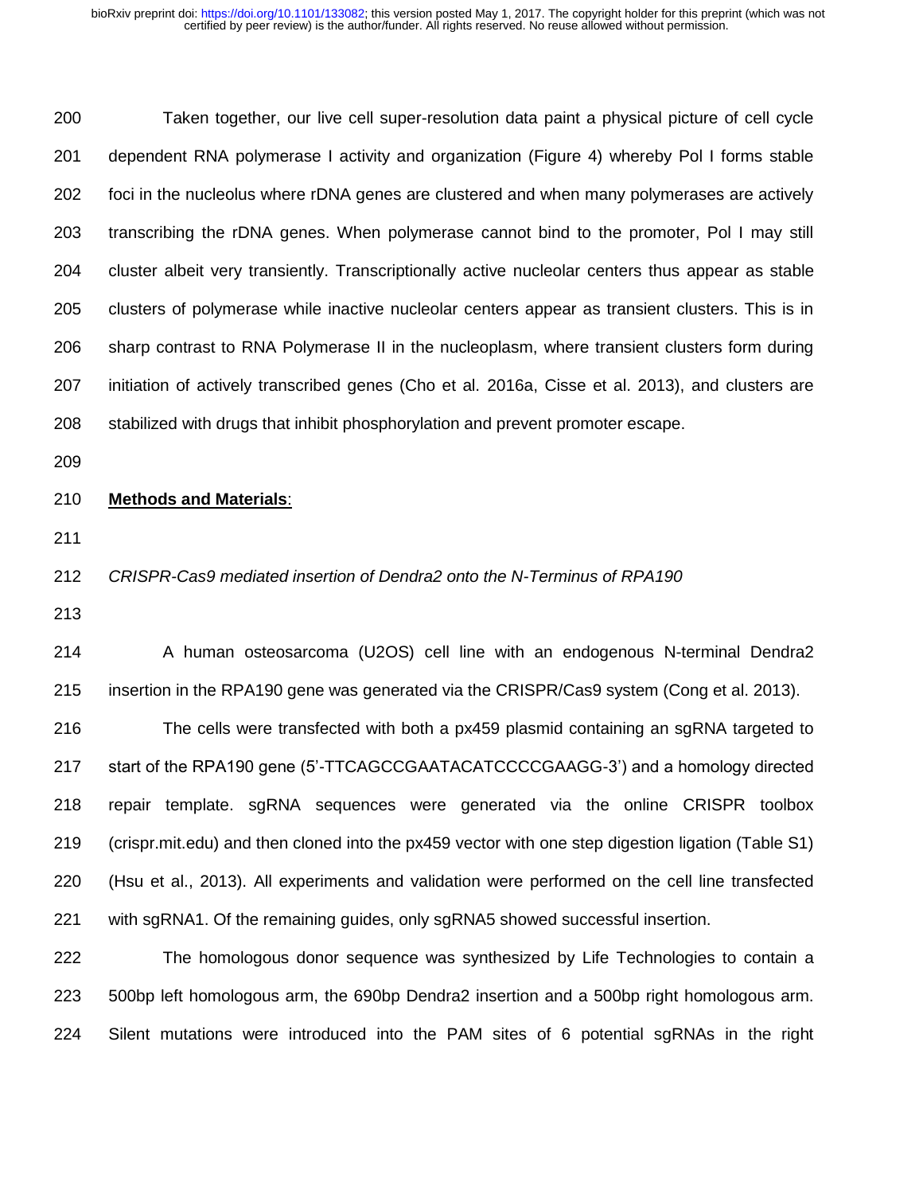Taken together, our live cell super-resolution data paint a physical picture of cell cycle dependent RNA polymerase I activity and organization (Figure 4) whereby Pol I forms stable foci in the nucleolus where rDNA genes are clustered and when many polymerases are actively transcribing the rDNA genes. When polymerase cannot bind to the promoter, Pol I may still cluster albeit very transiently. Transcriptionally active nucleolar centers thus appear as stable clusters of polymerase while inactive nucleolar centers appear as transient clusters. This is in sharp contrast to RNA Polymerase II in the nucleoplasm, where transient clusters form during initiation of actively transcribed genes (Cho et al. 2016a, Cisse et al. 2013), and clusters are stabilized with drugs that inhibit phosphorylation and prevent promoter escape.

## **Methods and Materials**:

*CRISPR-Cas9 mediated insertion of Dendra2 onto the N-Terminus of RPA190*

A human osteosarcoma (U2OS) cell line with an endogenous N-terminal Dendra2 insertion in the RPA190 gene was generated via the CRISPR/Cas9 system (Cong et al. 2013).

The cells were transfected with both a px459 plasmid containing an sgRNA targeted to start of the RPA190 gene (5'-TTCAGCCGAATACATCCCCGAAGG-3') and a homology directed repair template. sgRNA sequences were generated via the online CRISPR toolbox (crispr.mit.edu) and then cloned into the px459 vector with one step digestion ligation (Table S1) (Hsu et al., 2013). All experiments and validation were performed on the cell line transfected with sgRNA1. Of the remaining guides, only sgRNA5 showed successful insertion.

The homologous donor sequence was synthesized by Life Technologies to contain a 500bp left homologous arm, the 690bp Dendra2 insertion and a 500bp right homologous arm. Silent mutations were introduced into the PAM sites of 6 potential sgRNAs in the right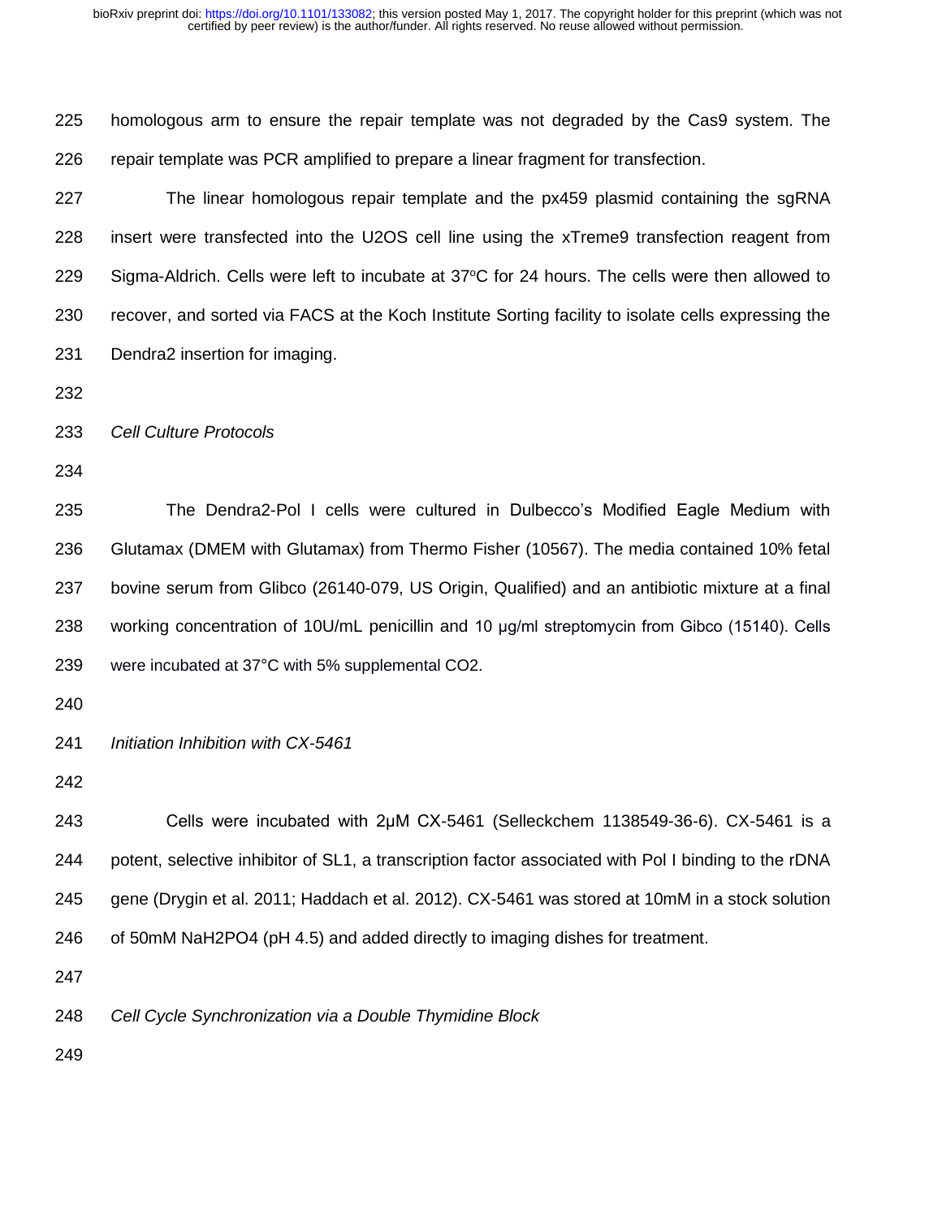homologous arm to ensure the repair template was not degraded by the Cas9 system. The repair template was PCR amplified to prepare a linear fragment for transfection.

The linear homologous repair template and the px459 plasmid containing the sgRNA insert were transfected into the U2OS cell line using the xTreme9 transfection reagent from Sigma-Aldrich. Cells were left to incubate at 37°C for 24 hours. The cells were then allowed to recover, and sorted via FACS at the Koch Institute Sorting facility to isolate cells expressing the Dendra2 insertion for imaging.

*Cell Culture Protocols*

The Dendra2-Pol I cells were cultured in Dulbecco's Modified Eagle Medium with Glutamax (DMEM with Glutamax) from Thermo Fisher (10567). The media contained 10% fetal bovine serum from Glibco (26140-079, US Origin, Qualified) and an antibiotic mixture at a final working concentration of 10U/mL penicillin and 10 μg/ml streptomycin from Gibco (15140). Cells were incubated at 37°C with 5% supplemental $CO_2$.

*Initiation Inhibition with CX-5461*

Cells were incubated with 2μM CX-5461 (Selleckchem 1138549-36-6). CX-5461 is a potent, selective inhibitor of SL1, a transcription factor associated with Pol I binding to the rDNA gene (Drygin et al. 2011; Haddach et al. 2012). CX-5461 was stored at 10mM in a stock solution of 50mM $NaH_2PO_4$ (pH 4.5) and added directly to imaging dishes for treatment.

*Cell Cycle Synchronization via a Double Thymidine Block*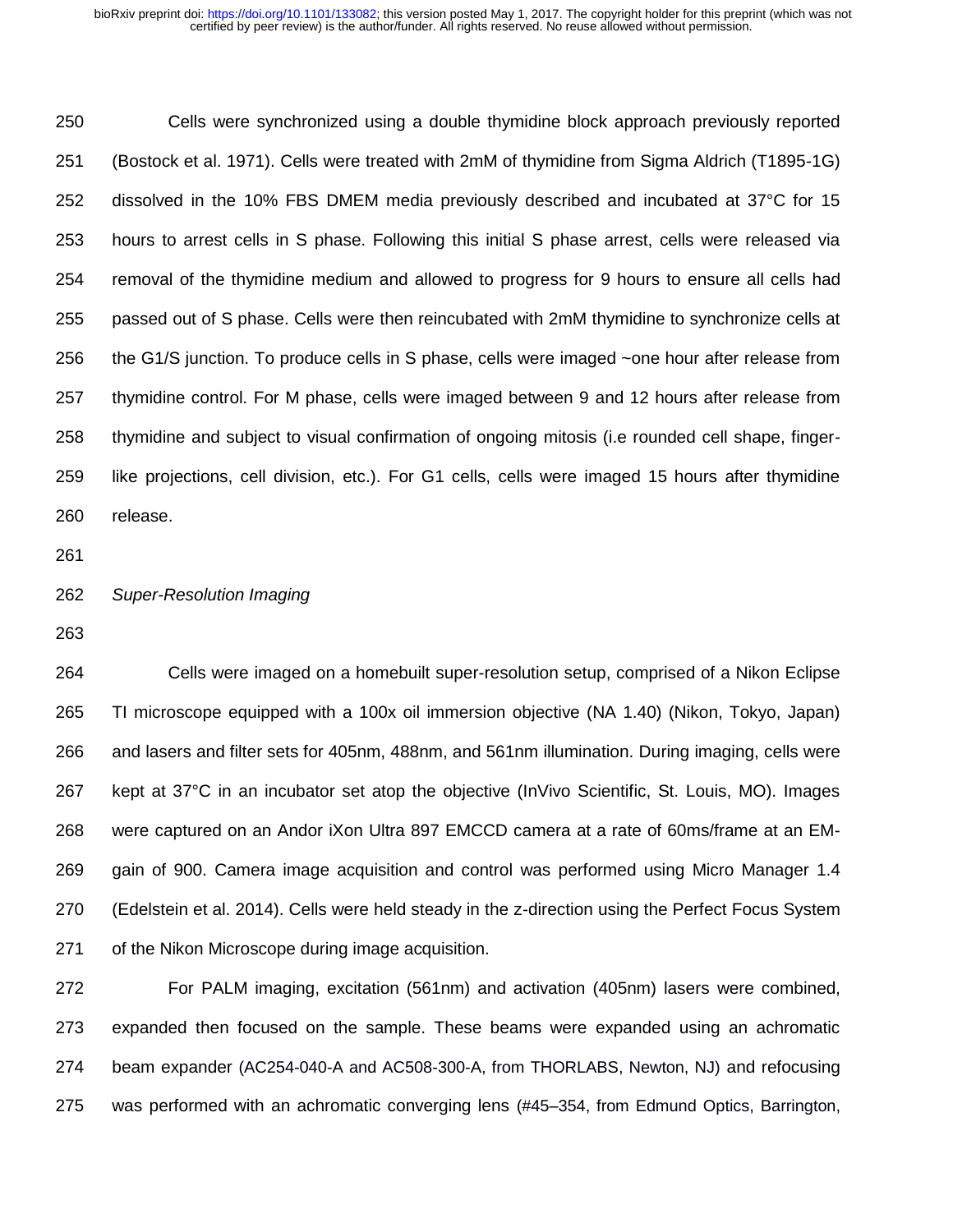Cells were synchronized using a double thymidine block approach previously reported (Bostock et al. 1971). Cells were treated with 2mM of thymidine from Sigma Aldrich (T1895-1G) dissolved in the 10% FBS DMEM media previously described and incubated at 37°C for 15 hours to arrest cells in S phase. Following this initial S phase arrest, cells were released via removal of the thymidine medium and allowed to progress for 9 hours to ensure all cells had passed out of S phase. Cells were then reincubated with 2mM thymidine to synchronize cells at the G1/S junction. To produce cells in S phase, cells were imaged ~one hour after release from thymidine control. For M phase, cells were imaged between 9 and 12 hours after release from thymidine and subject to visual confirmation of ongoing mitosis (i.e rounded cell shape, finger-like projections, cell division, etc.). For G1 cells, cells were imaged 15 hours after thymidine release.

*Super-Resolution Imaging*

Cells were imaged on a homebuilt super-resolution setup, comprised of a Nikon Eclipse TI microscope equipped with a 100x oil immersion objective (NA 1.40) (Nikon, Tokyo, Japan) and lasers and filter sets for 405nm, 488nm, and 561nm illumination. During imaging, cells were kept at 37°C in an incubator set atop the objective (InVivo Scientific, St. Louis, MO). Images were captured on an Andor iXon Ultra 897 EMCCD camera at a rate of 60ms/frame at an EM-gain of 900. Camera image acquisition and control was performed using Micro Manager 1.4 (Edelstein et al. 2014). Cells were held steady in the z-direction using the Perfect Focus System of the Nikon Microscope during image acquisition.

For PALM imaging, excitation (561nm) and activation (405nm) lasers were combined, expanded then focused on the sample. These beams were expanded using an achromatic beam expander (AC254-040-A and AC508-300-A, from THORLABS, Newton, NJ) and refocusing was performed with an achromatic converging lens (#45–354, from Edmund Optics, Barrington,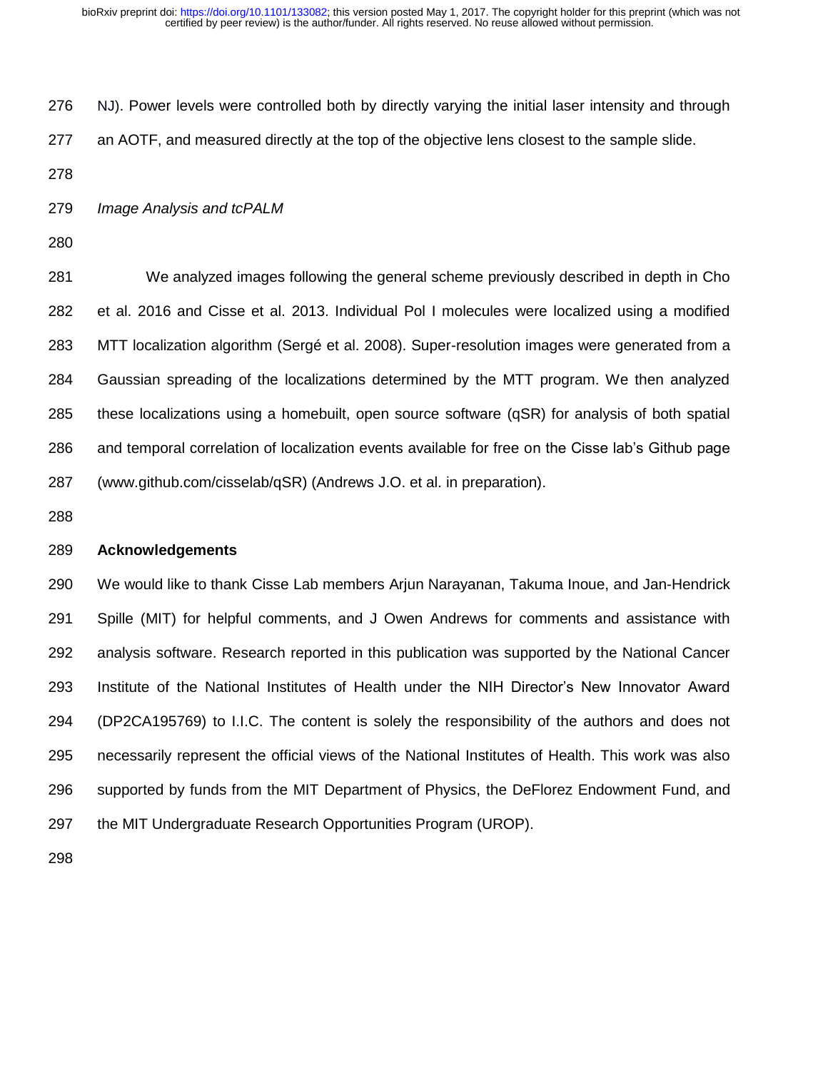NJ). Power levels were controlled both by directly varying the initial laser intensity and through an AOTF, and measured directly at the top of the objective lens closest to the sample slide.

*Image Analysis and tcPALM*

We analyzed images following the general scheme previously described in depth in Cho et al. 2016 and Cisse et al. 2013. Individual Pol I molecules were localized using a modified MTT localization algorithm (Sergé et al. 2008). Super-resolution images were generated from a Gaussian spreading of the localizations determined by the MTT program. We then analyzed these localizations using a homebuilt, open source software (qSR) for analysis of both spatial and temporal correlation of localization events available for free on the Cisse lab's Github page (www.github.com/cisselab/qSR) (Andrews J.O. et al. in preparation).

## Acknowledgements

We would like to thank Cisse Lab members Arjun Narayanan, Takuma Inoue, and Jan-Hendrick Spille (MIT) for helpful comments, and J Owen Andrews for comments and assistance with analysis software. Research reported in this publication was supported by the National Cancer Institute of the National Institutes of Health under the NIH Director's New Innovator Award (DP2CA195769) to I.I.C. The content is solely the responsibility of the authors and does not necessarily represent the official views of the National Institutes of Health. This work was also supported by funds from the MIT Department of Physics, the DeFlorez Endowment Fund, and the MIT Undergraduate Research Opportunities Program (UROP).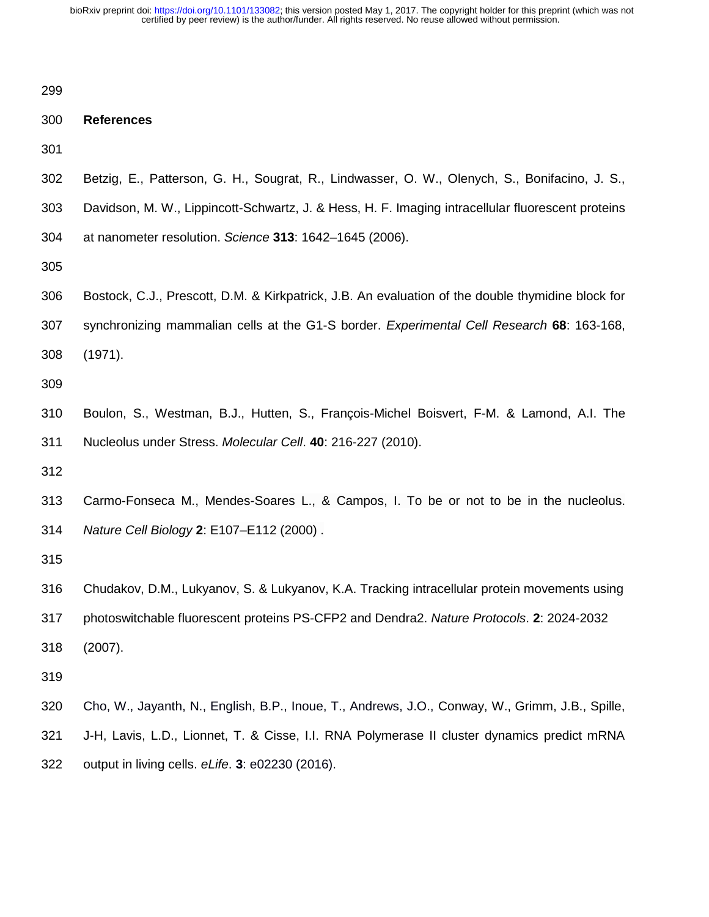## References

Betzig, E., Patterson, G. H., Sougrat, R., Lindwasser, O. W., Olenych, S., Bonifacino, J. S., Davidson, M. W., Lippincott-Schwartz, J. & Hess, H. F. Imaging intracellular fluorescent proteins at nanometer resolution. *Science* **313**: 1642–1645 (2006).

Bostock, C.J., Prescott, D.M. & Kirkpatrick, J.B. An evaluation of the double thymidine block for synchronizing mammalian cells at the G1-S border. *Experimental Cell Research* **68**: 163-168, (1971).

Boulon, S., Westman, B.J., Hutten, S., François-Michel Boisvert, F-M. & Lamond, A.I. The Nucleolus under Stress. *Molecular Cell*. **40**: 216-227 (2010).

Carmo-Fonseca M., Mendes-Soares L., & Campos, I. To be or not to be in the nucleolus. *Nature Cell Biology* **2**: E107–E112 (2000) .

Chudakov, D.M., Lukyanov, S. & Lukyanov, K.A. Tracking intracellular protein movements using photoswitchable fluorescent proteins PS-CFP2 and Dendra2. *Nature Protocols*. **2**: 2024-2032 (2007).

Cho, W., Jayanth, N., English, B.P., Inoue, T., Andrews, J.O., Conway, W., Grimm, J.B., Spille, J-H, Lavis, L.D., Lionnet, T. & Cisse, I.I. RNA Polymerase II cluster dynamics predict mRNA output in living cells. *eLife*. **3**: e02230 (2016).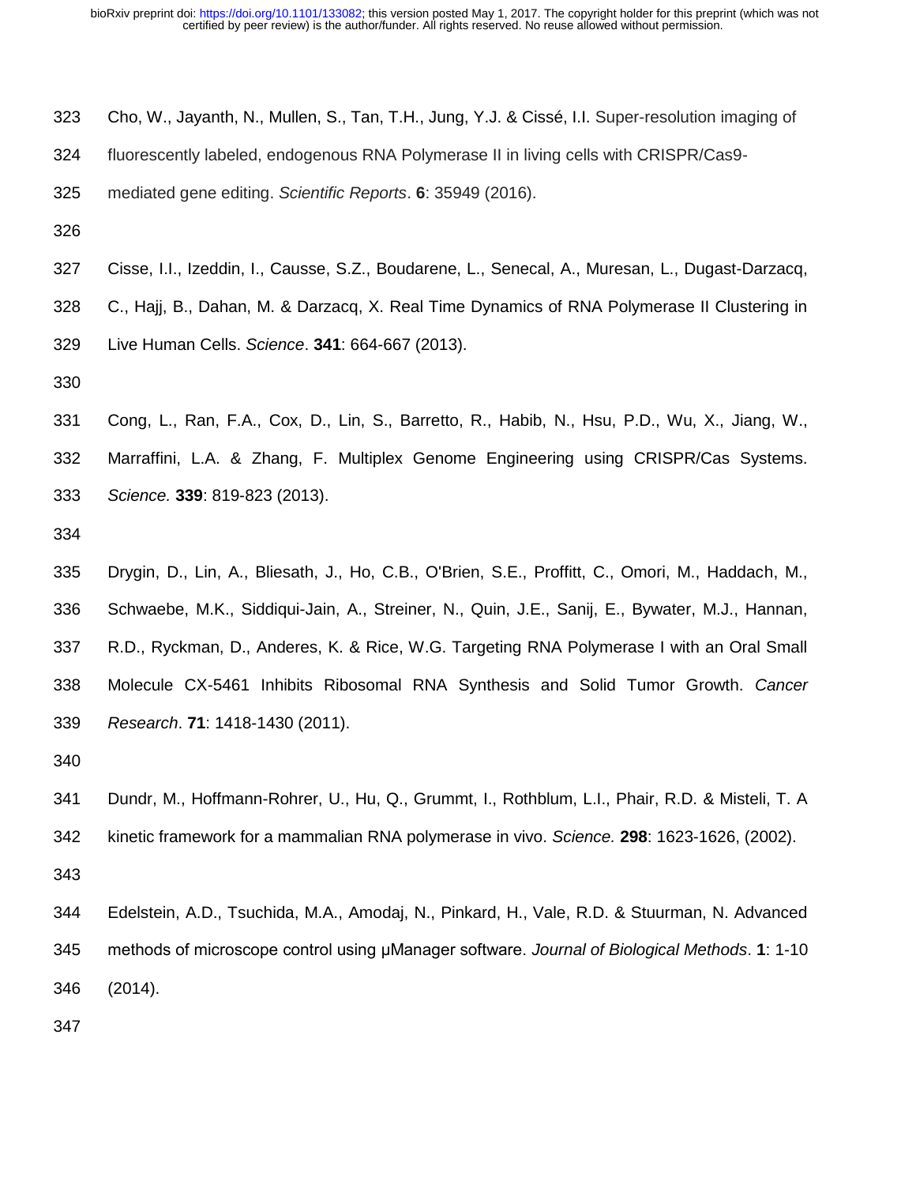Cho, W., Jayanth, N., Mullen, S., Tan, T.H., Jung, Y.J. & Cissé, I.I. Super-resolution imaging of fluorescently labeled, endogenous RNA Polymerase II in living cells with CRISPR/Cas9-mediated gene editing. *Scientific Reports*. **6**: 35949 (2016).

Cisse, I.I., Izeddin, I., Causse, S.Z., Boudarene, L., Senecal, A., Muresan, L., Dugast-Darzacq, C., Hajj, B., Dahan, M. & Darzacq, X. Real Time Dynamics of RNA Polymerase II Clustering in Live Human Cells. *Science*. **341**: 664-667 (2013).

Cong, L., Ran, F.A., Cox, D., Lin, S., Barretto, R., Habib, N., Hsu, P.D., Wu, X., Jiang, W., Marraffini, L.A. & Zhang, F. Multiplex Genome Engineering using CRISPR/Cas Systems. *Science.* **339**: 819-823 (2013).

Drygin, D., Lin, A., Bliesath, J., Ho, C.B., O'Brien, S.E., Proffitt, C., Omori, M., Haddach, M., Schwaebe, M.K., Siddiqui-Jain, A., Streiner, N., Quin, J.E., Sanij, E., Bywater, M.J., Hannan, R.D., Ryckman, D., Anderes, K. & Rice, W.G. Targeting RNA Polymerase I with an Oral Small Molecule CX-5461 Inhibits Ribosomal RNA Synthesis and Solid Tumor Growth. *Cancer Research*. **71**: 1418-1430 (2011).

Dundr, M., Hoffmann-Rohrer, U., Hu, Q., Grummt, I., Rothblum, L.I., Phair, R.D. & Misteli, T. A kinetic framework for a mammalian RNA polymerase in vivo. *Science.* **298**: 1623-1626, (2002).

Edelstein, A.D., Tsuchida, M.A., Amodaj, N., Pinkard, H., Vale, R.D. & Stuurman, N. Advanced methods of microscope control using μManager software. *Journal of Biological Methods*. **1**: 1-10 (2014).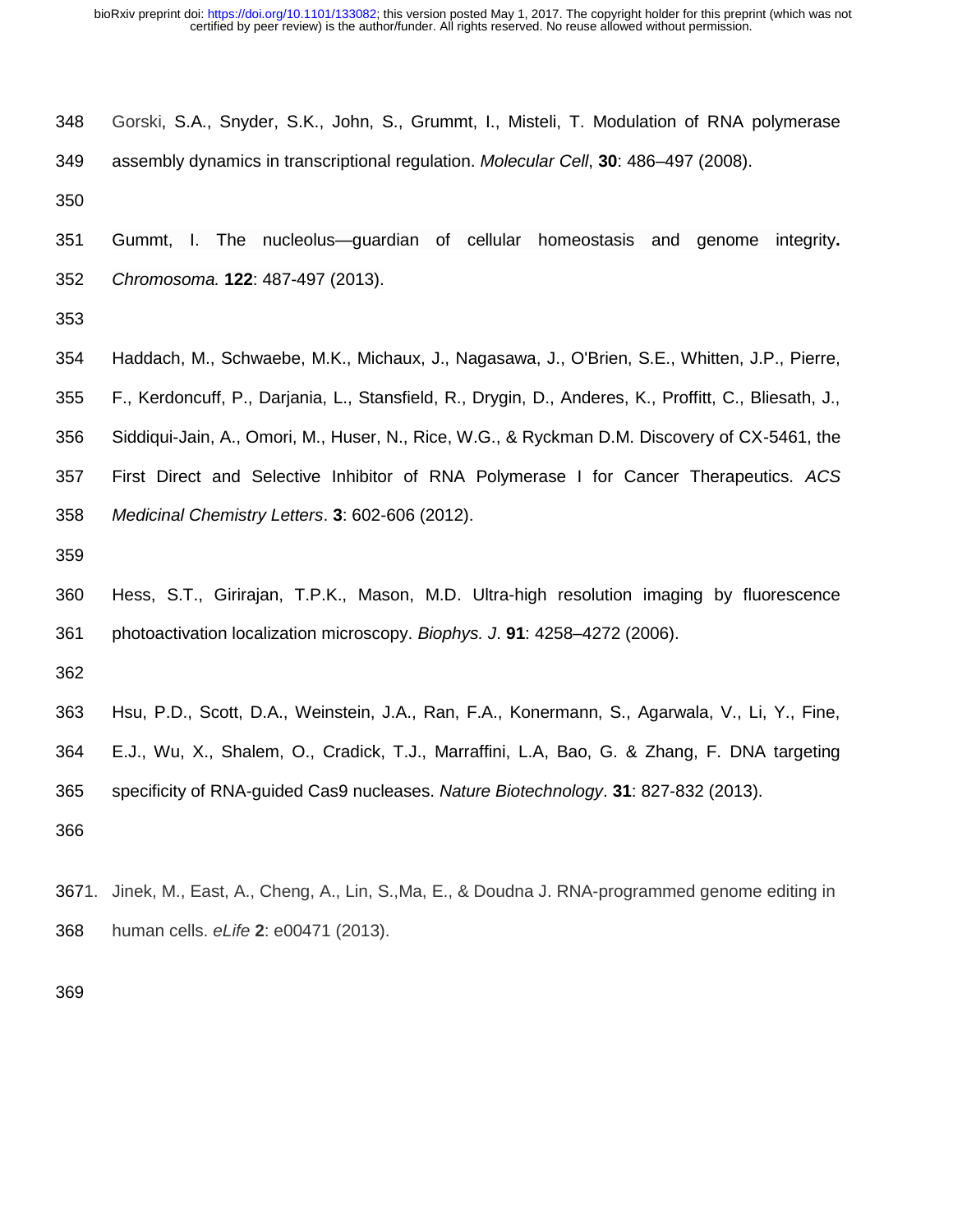Gorski, S.A., Snyder, S.K., John, S., Grummt, I., Misteli, T. Modulation of RNA polymerase assembly dynamics in transcriptional regulation. *Molecular Cell*, **30**: 486–497 (2008).

Gummt, I. The nucleolus—guardian of cellular homeostasis and genome integrity**.** *Chromosoma.* **122**: 487-497 (2013).

Haddach, M., Schwaebe, M.K., Michaux, J., Nagasawa, J., O'Brien, S.E., Whitten, J.P., Pierre, F., Kerdoncuff, P., Darjania, L., Stansfield, R., Drygin, D., Anderes, K., Proffitt, C., Bliesath, J., Siddiqui-Jain, A., Omori, M., Huser, N., Rice, W.G., & Ryckman D.M. Discovery of CX-5461, the First Direct and Selective Inhibitor of RNA Polymerase I for Cancer Therapeutics. *ACS Medicinal Chemistry Letters*. **3**: 602-606 (2012).

Hess, S.T., Girirajan, T.P.K., Mason, M.D. Ultra-high resolution imaging by fluorescence photoactivation localization microscopy. *Biophys. J*. **91**: 4258–4272 (2006).

Hsu, P.D., Scott, D.A., Weinstein, J.A., Ran, F.A., Konermann, S., Agarwala, V., Li, Y., Fine, E.J., Wu, X., Shalem, O., Cradick, T.J., Marraffini, L.A, Bao, G. & Zhang, F. DNA targeting specificity of RNA-guided Cas9 nucleases. *Nature Biotechnology*. **31**: 827-832 (2013).

1. Jinek, M., East, A., Cheng, A., Lin, S.,Ma, E., & Doudna J. RNA-programmed genome editing in human cells. *eLife* **2**: e00471 (2013).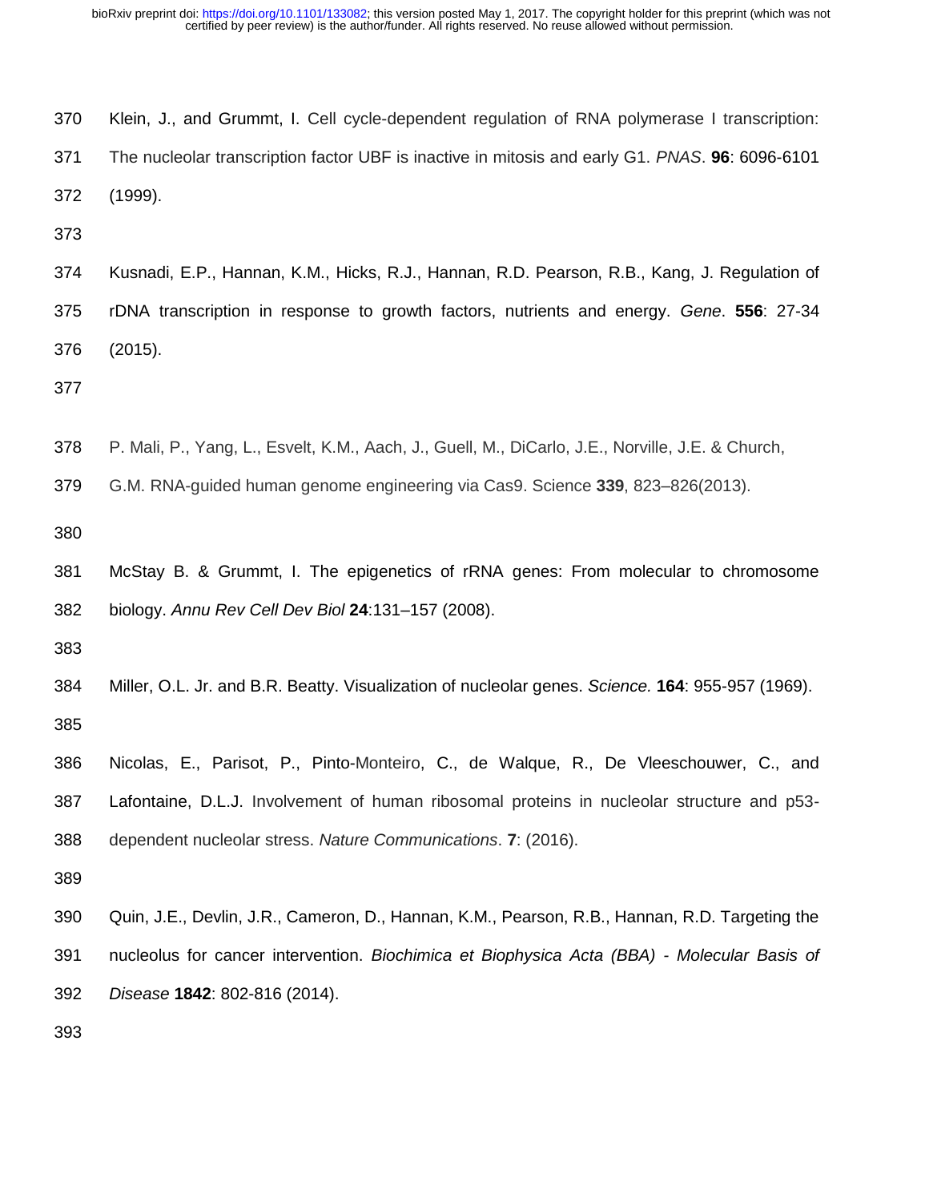Klein, J., and Grummt, I. Cell cycle-dependent regulation of RNA polymerase I transcription: The nucleolar transcription factor UBF is inactive in mitosis and early G1. *PNAS*. **96**: 6096-6101 (1999).

Kusnadi, E.P., Hannan, K.M., Hicks, R.J., Hannan, R.D. Pearson, R.B., Kang, J. Regulation of rDNA transcription in response to growth factors, nutrients and energy. *Gene*. **556**: 27-34 (2015).

P. Mali, P., Yang, L., Esvelt, K.M., Aach, J., Guell, M., DiCarlo, J.E., Norville, J.E. & Church, G.M. RNA-guided human genome engineering via Cas9. Science **339**, 823–826(2013).

McStay B. & Grummt, I. The epigenetics of rRNA genes: From molecular to chromosome biology. *Annu Rev Cell Dev Biol* **24**:131–157 (2008).

Miller, O.L. Jr. and B.R. Beatty. Visualization of nucleolar genes. *Science.* **164**: 955-957 (1969).

Nicolas, E., Parisot, P., Pinto-Monteiro, C., de Walque, R., De Vleeschouwer, C., and Lafontaine, D.L.J. Involvement of human ribosomal proteins in nucleolar structure and p53-dependent nucleolar stress. *Nature Communications*. **7**: (2016).

Quin, J.E., Devlin, J.R., Cameron, D., Hannan, K.M., Pearson, R.B., Hannan, R.D. Targeting the nucleolus for cancer intervention. *Biochimica et Biophysica Acta (BBA) - Molecular Basis of Disease* **1842**: 802-816 (2014).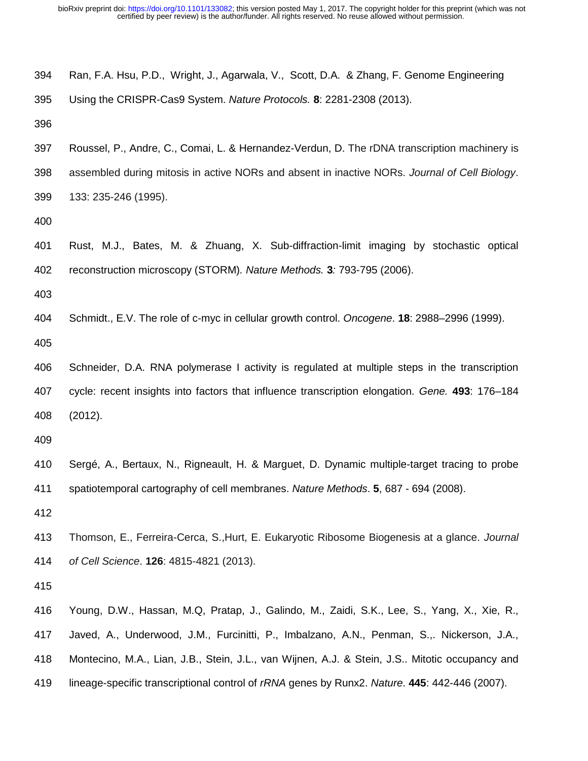Ran, F.A. Hsu, P.D., Wright, J., Agarwala, V., Scott, D.A. & Zhang, F. Genome Engineering Using the CRISPR-Cas9 System. *Nature Protocols.* **8**: 2281-2308 (2013).

Roussel, P., Andre, C., Comai, L. & Hernandez-Verdun, D. The rDNA transcription machinery is assembled during mitosis in active NORs and absent in inactive NORs. *Journal of Cell Biology*. 133: 235-246 (1995).

Rust, M.J., Bates, M. & Zhuang, X. Sub-diffraction-limit imaging by stochastic optical reconstruction microscopy (STORM). *Nature Methods.* **3***:* 793-795 (2006).

Schmidt., E.V. The role of c-myc in cellular growth control. *Oncogene*. **18**: 2988–2996 (1999).

Schneider, D.A. RNA polymerase I activity is regulated at multiple steps in the transcription cycle: recent insights into factors that influence transcription elongation. *Gene.* **493**: 176–184 (2012).

Sergé, A., Bertaux, N., Rigneault, H. & Marguet, D. Dynamic multiple-target tracing to probe spatiotemporal cartography of cell membranes. *Nature Methods*. **5**, 687 - 694 (2008).

Thomson, E., Ferreira-Cerca, S.,Hurt, E. Eukaryotic Ribosome Biogenesis at a glance. *Journal of Cell Science*. **126**: 4815-4821 (2013).

Young, D.W., Hassan, M.Q, Pratap, J., Galindo, M., Zaidi, S.K., Lee, S., Yang, X., Xie, R., Javed, A., Underwood, J.M., Furcinitti, P., Imbalzano, A.N., Penman, S.,. Nickerson, J.A., Montecino, M.A., Lian, J.B., Stein, J.L., van Wijnen, A.J. & Stein, J.S.. Mitotic occupancy and lineage-specific transcriptional control of *rRNA* genes by Runx2. *Nature*. **445**: 442-446 (2007).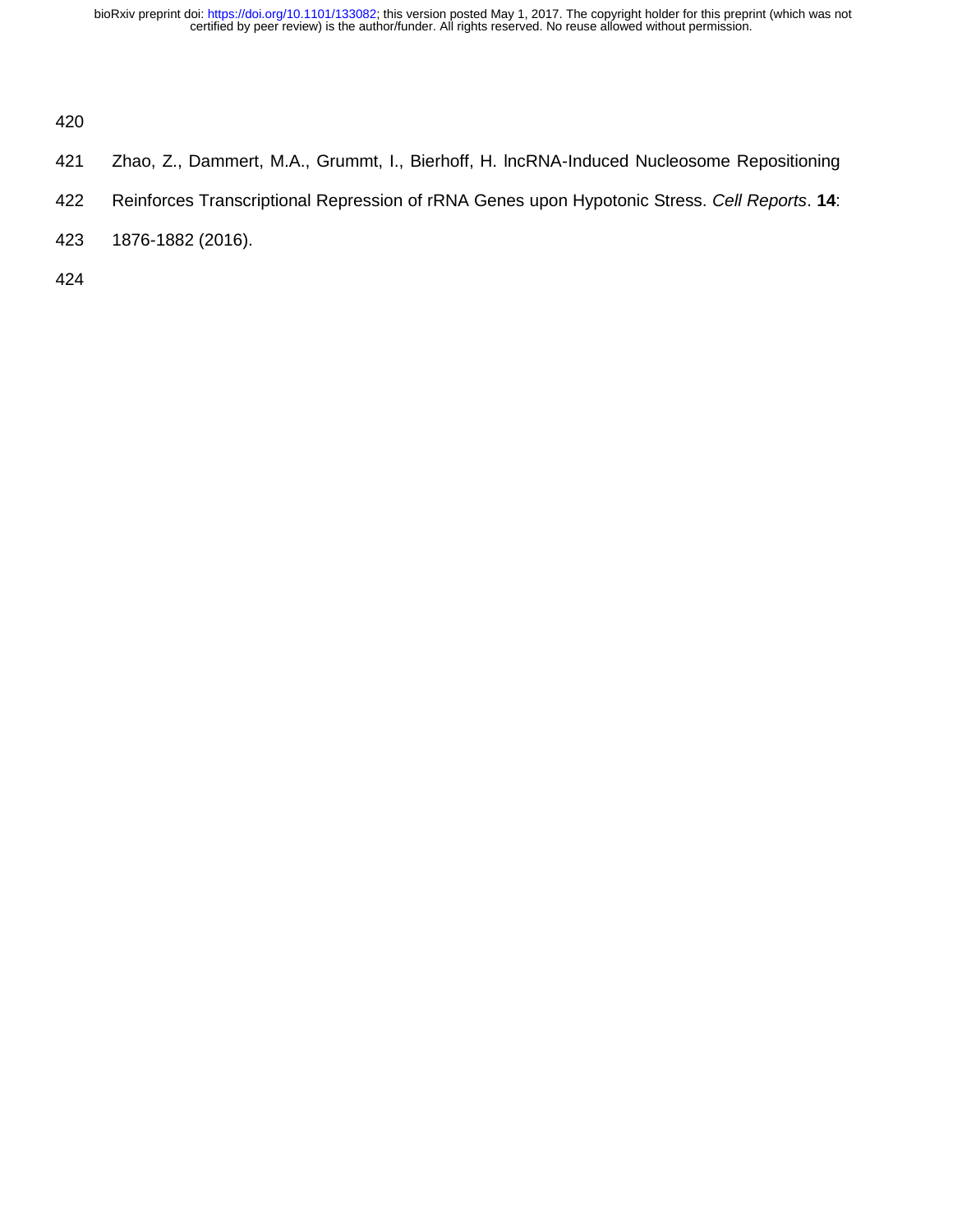Zhao, Z., Dammert, M.A., Grummt, I., Bierhoff, H. lncRNA-Induced Nucleosome Repositioning Reinforces Transcriptional Repression of rRNA Genes upon Hypotonic Stress. *Cell Reports*. **14**: 1876-1882 (2016).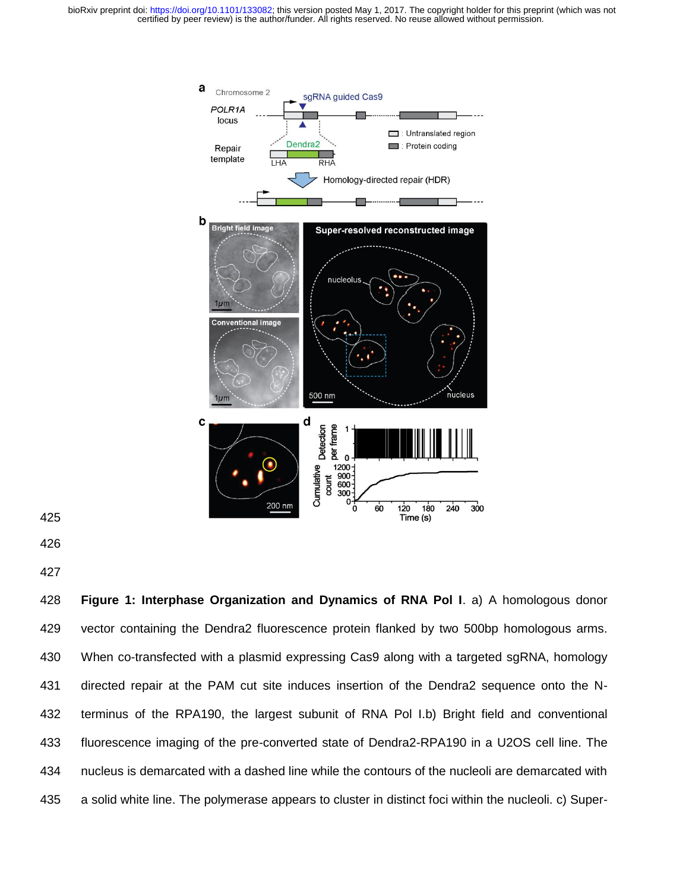**Figure 1: Interphase Organization and Dynamics of RNA Pol I**. a) A homologous donor vector containing the Dendra2 fluorescence protein flanked by two 500bp homologous arms. When co-transfected with a plasmid expressing Cas9 along with a targeted sgRNA, homology directed repair at the PAM cut site induces insertion of the Dendra2 sequence onto the N-terminus of the RPA190, the largest subunit of RNA Pol I.b) Bright field and conventional fluorescence imaging of the pre-converted state of Dendra2-RPA190 in a U2OS cell line. The nucleus is demarcated with a dashed line while the contours of the nucleoli are demarcated with a solid white line. The polymerase appears to cluster in distinct foci within the nucleoli. c) Super-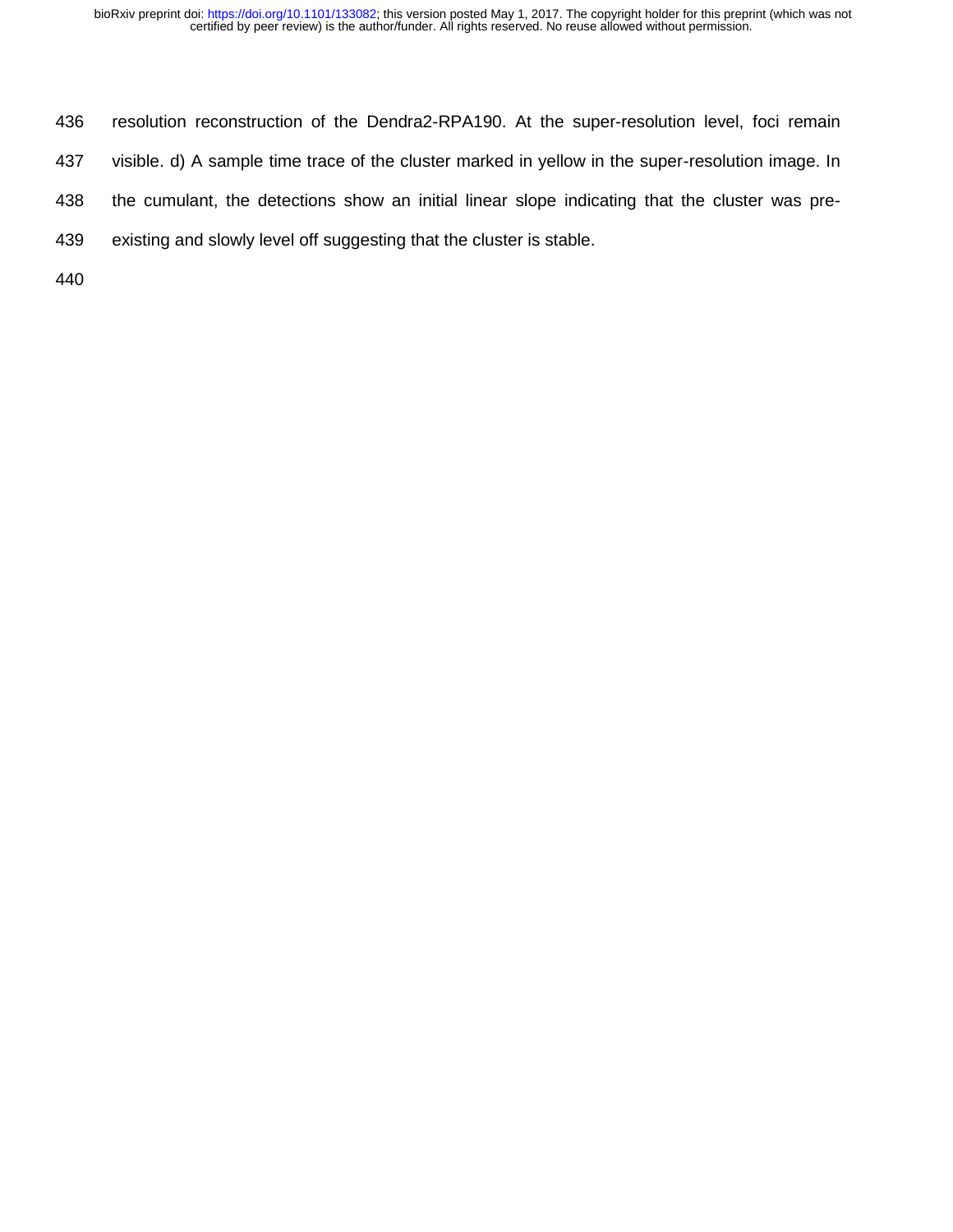resolution reconstruction of the Dendra2-RPA190. At the super-resolution level, foci remain visible. d) A sample time trace of the cluster marked in yellow in the super-resolution image. In the cumulant, the detections show an initial linear slope indicating that the cluster was pre-existing and slowly level off suggesting that the cluster is stable.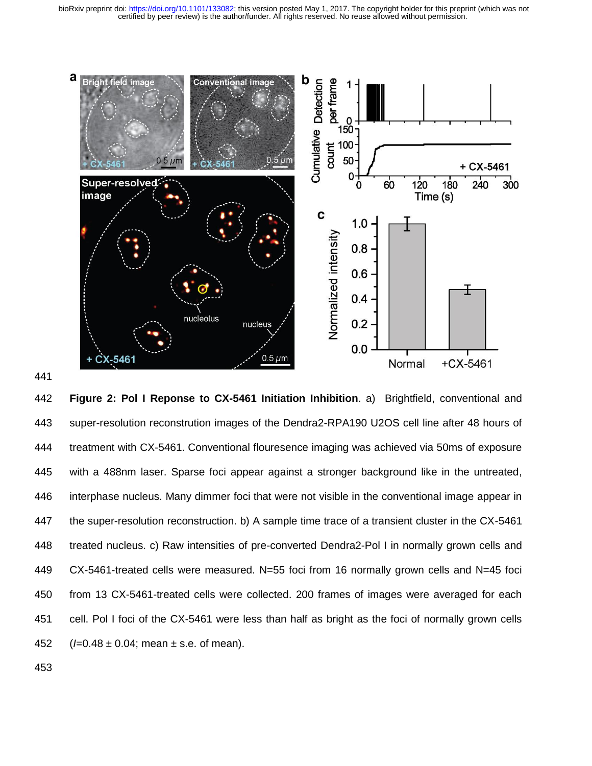**Figure 2: Pol I Reponse to CX-5461 Initiation Inhibition**. a) Brightfield, conventional and super-resolution reconstrution images of the Dendra2-RPA190 U2OS cell line after 48 hours of treatment with CX-5461. Conventional flouresence imaging was achieved via 50ms of exposure with a 488nm laser. Sparse foci appear against a stronger background like in the untreated, interphase nucleus. Many dimmer foci that were not visible in the conventional image appear in the super-resolution reconstruction. b) A sample time trace of a transient cluster in the CX-5461 treated nucleus. c) Raw intensities of pre-converted Dendra2-Pol I in normally grown cells and CX-5461-treated cells were measured. N=55 foci from 16 normally grown cells and N=45 foci from 13 CX-5461-treated cells were collected. 200 frames of images were averaged for each cell. Pol I foci of the CX-5461 were less than half as bright as the foci of normally grown cells ($I$=0.48 ± 0.04; mean ± s.e. of mean).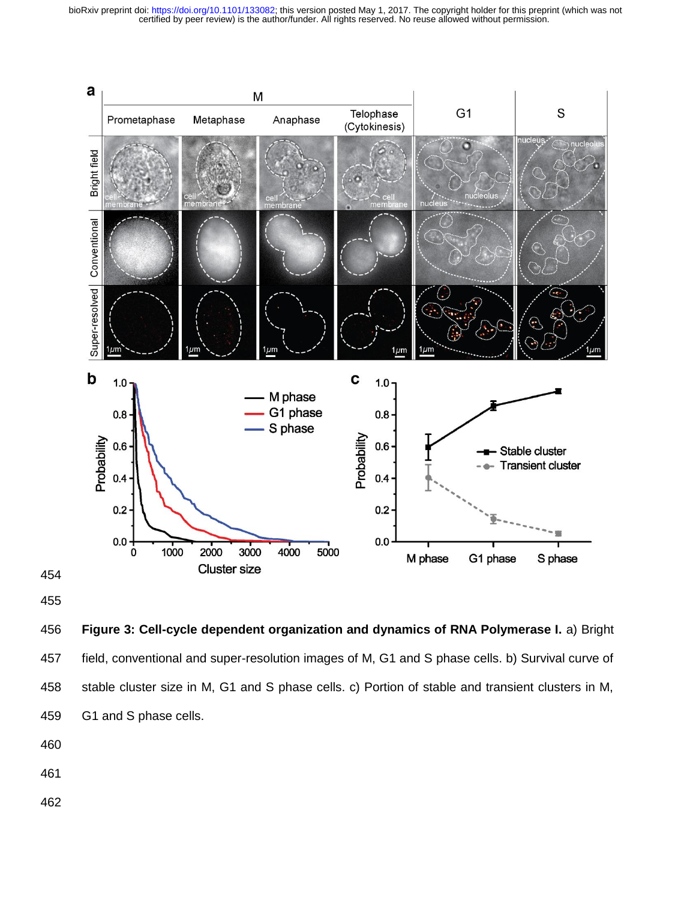**Figure 3: Cell-cycle dependent organization and dynamics of RNA Polymerase I.** a) Bright field, conventional and super-resolution images of M, G1 and S phase cells. b) Survival curve of stable cluster size in M, G1 and S phase cells. c) Portion of stable and transient clusters in M, G1 and S phase cells.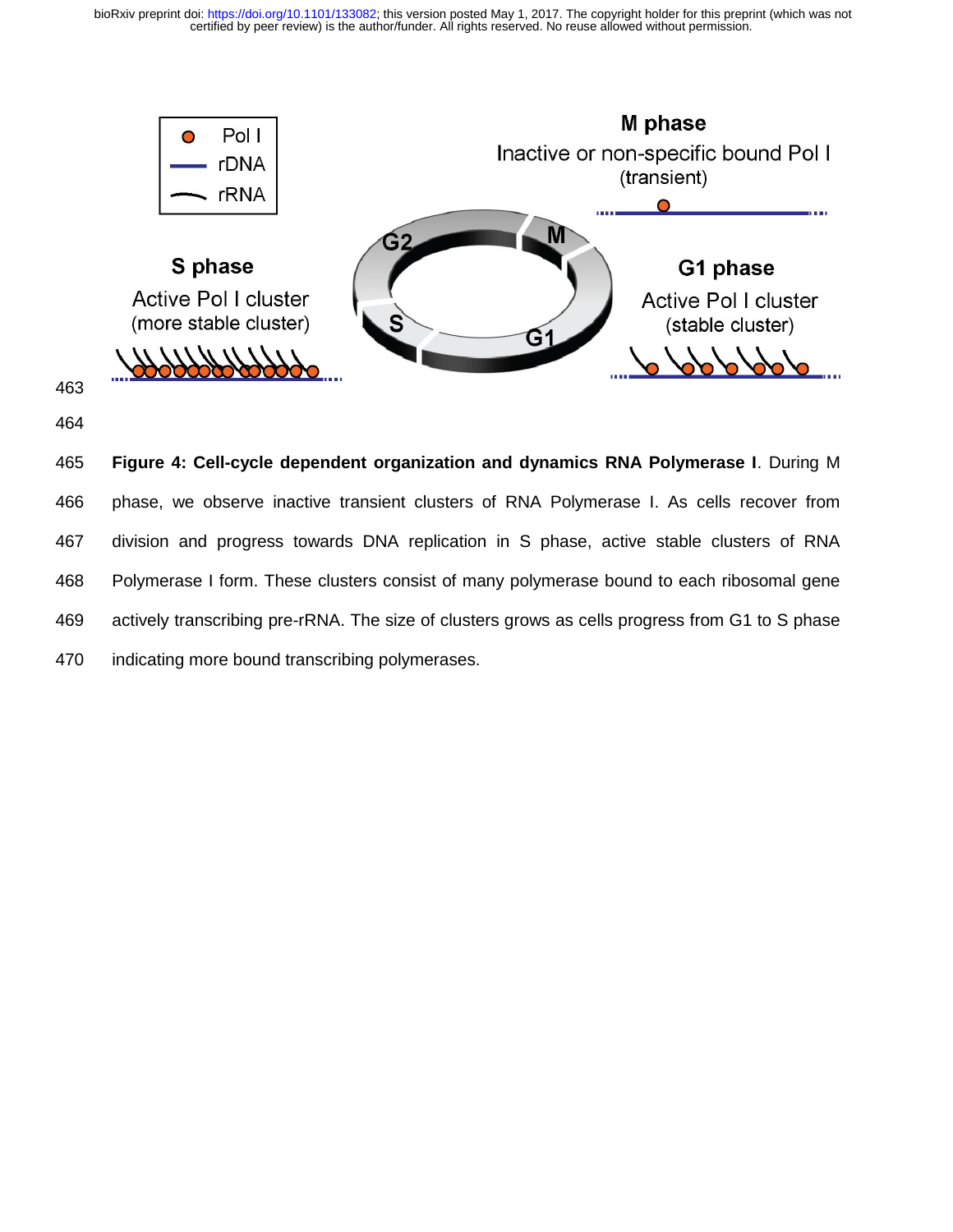Pol I
rDNA
rRNA

M phase
Inactive or non-specific bound Pol I
(transient)

S phase
Active Pol I cluster
(more stable cluster)

G2
M
S
G1

G1 phase
Active Pol I cluster
(stable cluster)

**Figure 4: Cell-cycle dependent organization and dynamics RNA Polymerase I**. During M phase, we observe inactive transient clusters of RNA Polymerase I. As cells recover from division and progress towards DNA replication in S phase, active stable clusters of RNA Polymerase I form. These clusters consist of many polymerase bound to each ribosomal gene actively transcribing pre-rRNA. The size of clusters grows as cells progress from G1 to S phase indicating more bound transcribing polymerases.